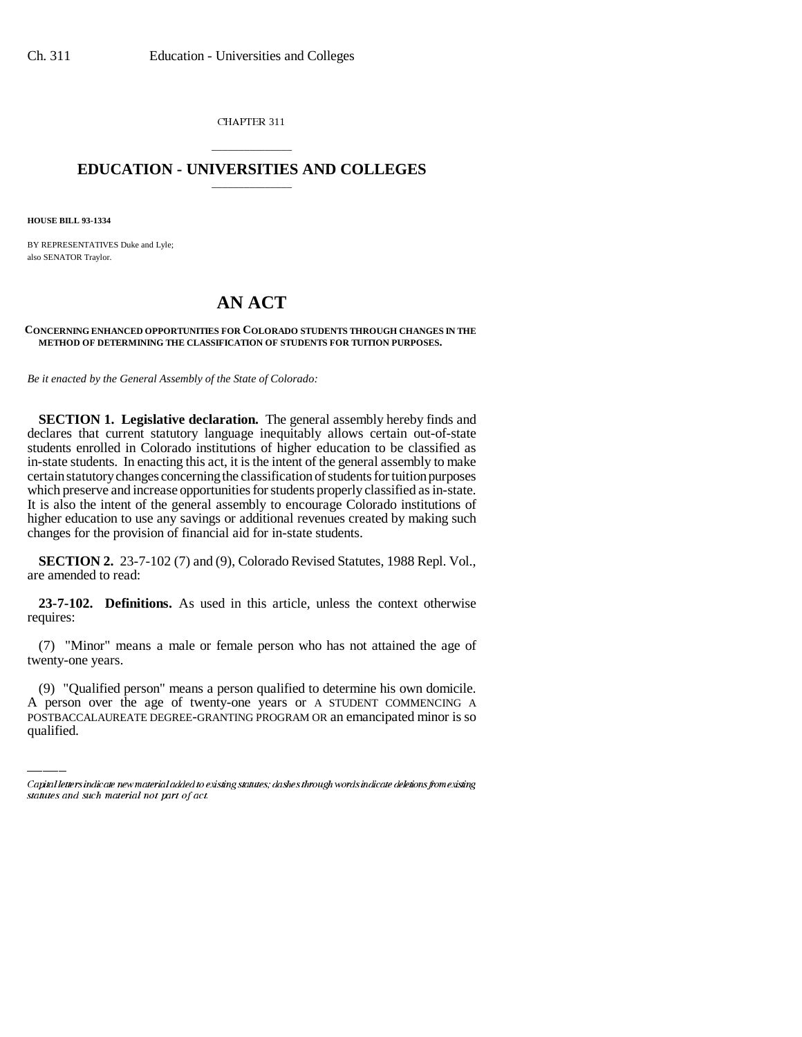CHAPTER 311

# EDUCATION - UNIVERSITIES AND COLLEGES

**HOUSE BILL 93-1334**

BY REPRESENTATIVES Duke and Lyle;
also SENATOR Traylor.

# AN ACT

**CONCERNING ENHANCED OPPORTUNITIES FOR COLORADO STUDENTS THROUGH CHANGES IN THE METHOD OF DETERMINING THE CLASSIFICATION OF STUDENTS FOR TUITION PURPOSES.**

*Be it enacted by the General Assembly of the State of Colorado:*

**SECTION 1. Legislative declaration.** The general assembly hereby finds and declares that current statutory language inequitably allows certain out-of-state students enrolled in Colorado institutions of higher education to be classified as in-state students. In enacting this act, it is the intent of the general assembly to make certain statutory changes concerning the classification of students for tuition purposes which preserve and increase opportunities for students properly classified as in-state. It is also the intent of the general assembly to encourage Colorado institutions of higher education to use any savings or additional revenues created by making such changes for the provision of financial aid for in-state students.

**SECTION 2.** 23-7-102 (7) and (9), Colorado Revised Statutes, 1988 Repl. Vol., are amended to read:

**23-7-102. Definitions.** As used in this article, unless the context otherwise requires:

(7) "Minor" means a male or female person who has not attained the age of twenty-one years.

(9) "Qualified person" means a person qualified to determine his own domicile. A person over the age of twenty-one years or A STUDENT COMMENCING A POSTBACCALAUREATE DEGREE-GRANTING PROGRAM OR an emancipated minor is so qualified.

Capital letters indicate new material added to existing statutes; dashes through words indicate deletions from existing statutes and such material not part of act.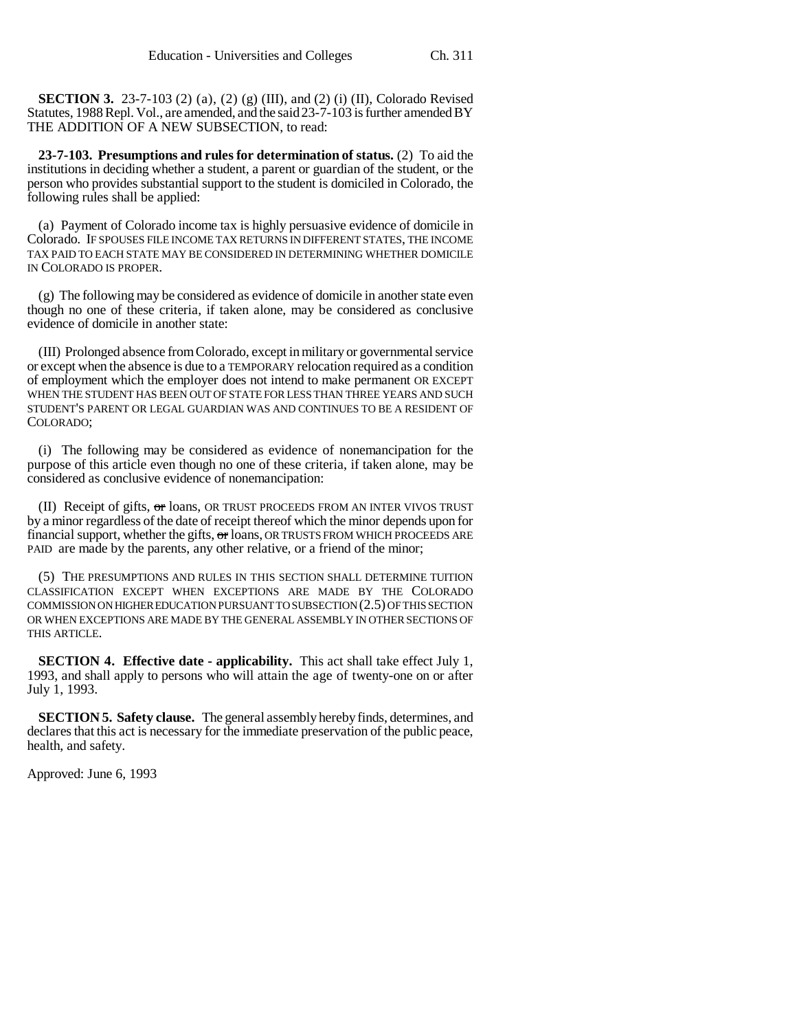**SECTION 3.** 23-7-103 (2) (a), (2) (g) (III), and (2) (i) (II), Colorado Revised Statutes, 1988 Repl. Vol., are amended, and the said 23-7-103 is further amended BY THE ADDITION OF A NEW SUBSECTION, to read:

**23-7-103. Presumptions and rules for determination of status.** (2) To aid the institutions in deciding whether a student, a parent or guardian of the student, or the person who provides substantial support to the student is domiciled in Colorado, the following rules shall be applied:

(a) Payment of Colorado income tax is highly persuasive evidence of domicile in Colorado. IF SPOUSES FILE INCOME TAX RETURNS IN DIFFERENT STATES, THE INCOME TAX PAID TO EACH STATE MAY BE CONSIDERED IN DETERMINING WHETHER DOMICILE IN COLORADO IS PROPER.

(g) The following may be considered as evidence of domicile in another state even though no one of these criteria, if taken alone, may be considered as conclusive evidence of domicile in another state:

(III) Prolonged absence from Colorado, except in military or governmental service or except when the absence is due to a TEMPORARY relocation required as a condition of employment which the employer does not intend to make permanent OR EXCEPT WHEN THE STUDENT HAS BEEN OUT OF STATE FOR LESS THAN THREE YEARS AND SUCH STUDENT'S PARENT OR LEGAL GUARDIAN WAS AND CONTINUES TO BE A RESIDENT OF COLORADO;

(i) The following may be considered as evidence of nonemancipation for the purpose of this article even though no one of these criteria, if taken alone, may be considered as conclusive evidence of nonemancipation:

(II) Receipt of gifts, ~~or~~ loans, OR TRUST PROCEEDS FROM AN INTER VIVOS TRUST by a minor regardless of the date of receipt thereof which the minor depends upon for financial support, whether the gifts, ~~or~~ loans, OR TRUSTS FROM WHICH PROCEEDS ARE PAID are made by the parents, any other relative, or a friend of the minor;

(5) THE PRESUMPTIONS AND RULES IN THIS SECTION SHALL DETERMINE TUITION CLASSIFICATION EXCEPT WHEN EXCEPTIONS ARE MADE BY THE COLORADO COMMISSION ON HIGHER EDUCATION PURSUANT TO SUBSECTION (2.5) OF THIS SECTION OR WHEN EXCEPTIONS ARE MADE BY THE GENERAL ASSEMBLY IN OTHER SECTIONS OF THIS ARTICLE.

**SECTION 4. Effective date - applicability.** This act shall take effect July 1, 1993, and shall apply to persons who will attain the age of twenty-one on or after July 1, 1993.

**SECTION 5. Safety clause.** The general assembly hereby finds, determines, and declares that this act is necessary for the immediate preservation of the public peace, health, and safety.

Approved: June 6, 1993